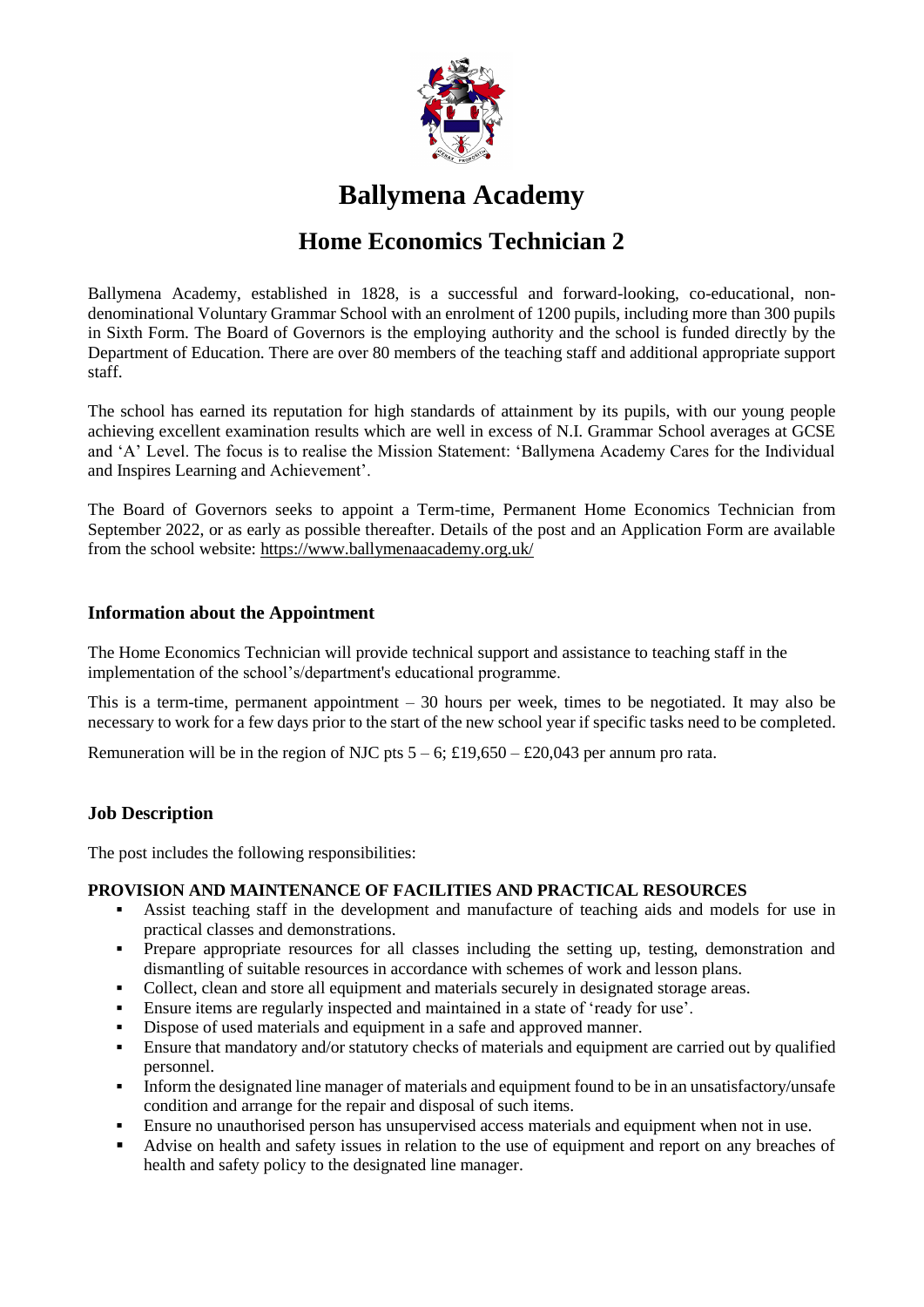# Ballymena Academy

## Home Economics Technician 2

Ballymena Academy, established in 1828, is a successful and forward-looking, co-educational, non-denominational Voluntary Grammar School with an enrolment of 1200 pupils, including more than 300 pupils in Sixth Form. The Board of Governors is the employing authority and the school is funded directly by the Department of Education. There are over 80 members of the teaching staff and additional appropriate support staff.

The school has earned its reputation for high standards of attainment by its pupils, with our young people achieving excellent examination results which are well in excess of N.I. Grammar School averages at GCSE and 'A' Level. The focus is to realise the Mission Statement: 'Ballymena Academy Cares for the Individual and Inspires Learning and Achievement'.

The Board of Governors seeks to appoint a Term-time, Permanent Home Economics Technician from September 2022, or as early as possible thereafter. Details of the post and an Application Form are available from the school website: https://www.ballymenaacademy.org.uk/

### Information about the Appointment

The Home Economics Technician will provide technical support and assistance to teaching staff in the implementation of the school's/department's educational programme.

This is a term-time, permanent appointment – 30 hours per week, times to be negotiated. It may also be necessary to work for a few days prior to the start of the new school year if specific tasks need to be completed.

Remuneration will be in the region of NJC pts 5 – 6; £19,650 – £20,043 per annum pro rata.

### Job Description

The post includes the following responsibilities:

**PROVISION AND MAINTENANCE OF FACILITIES AND PRACTICAL RESOURCES**

- Assist teaching staff in the development and manufacture of teaching aids and models for use in practical classes and demonstrations.
- Prepare appropriate resources for all classes including the setting up, testing, demonstration and dismantling of suitable resources in accordance with schemes of work and lesson plans.
- Collect, clean and store all equipment and materials securely in designated storage areas.
- Ensure items are regularly inspected and maintained in a state of 'ready for use'.
- Dispose of used materials and equipment in a safe and approved manner.
- Ensure that mandatory and/or statutory checks of materials and equipment are carried out by qualified personnel.
- Inform the designated line manager of materials and equipment found to be in an unsatisfactory/unsafe condition and arrange for the repair and disposal of such items.
- Ensure no unauthorised person has unsupervised access materials and equipment when not in use.
- Advise on health and safety issues in relation to the use of equipment and report on any breaches of health and safety policy to the designated line manager.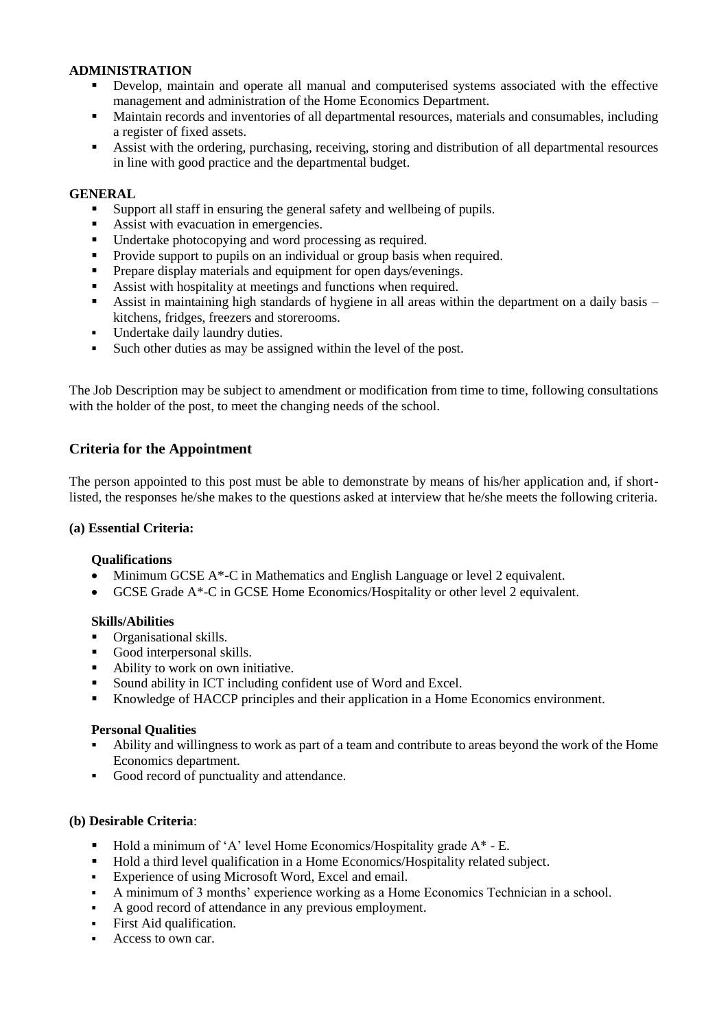**ADMINISTRATION**

- Develop, maintain and operate all manual and computerised systems associated with the effective management and administration of the Home Economics Department.
- Maintain records and inventories of all departmental resources, materials and consumables, including a register of fixed assets.
- Assist with the ordering, purchasing, receiving, storing and distribution of all departmental resources in line with good practice and the departmental budget.

**GENERAL**

- Support all staff in ensuring the general safety and wellbeing of pupils.
- Assist with evacuation in emergencies.
- Undertake photocopying and word processing as required.
- Provide support to pupils on an individual or group basis when required.
- Prepare display materials and equipment for open days/evenings.
- Assist with hospitality at meetings and functions when required.
- Assist in maintaining high standards of hygiene in all areas within the department on a daily basis – kitchens, fridges, freezers and storerooms.
- Undertake daily laundry duties.
- Such other duties as may be assigned within the level of the post.

The Job Description may be subject to amendment or modification from time to time, following consultations with the holder of the post, to meet the changing needs of the school.

## Criteria for the Appointment

The person appointed to this post must be able to demonstrate by means of his/her application and, if short-listed, the responses he/she makes to the questions asked at interview that he/she meets the following criteria.

**(a) Essential Criteria:**

**Qualifications**

- Minimum GCSE A*-C in Mathematics and English Language or level 2 equivalent.
- GCSE Grade A*-C in GCSE Home Economics/Hospitality or other level 2 equivalent.

**Skills/Abilities**

- Organisational skills.
- Good interpersonal skills.
- Ability to work on own initiative.
- Sound ability in ICT including confident use of Word and Excel.
- Knowledge of HACCP principles and their application in a Home Economics environment.

**Personal Qualities**

- Ability and willingness to work as part of a team and contribute to areas beyond the work of the Home Economics department.
- Good record of punctuality and attendance.

**(b) Desirable Criteria**:

- Hold a minimum of 'A' level Home Economics/Hospitality grade A* - E.
- Hold a third level qualification in a Home Economics/Hospitality related subject.
- Experience of using Microsoft Word, Excel and email.
- A minimum of 3 months' experience working as a Home Economics Technician in a school.
- A good record of attendance in any previous employment.
- First Aid qualification.
- Access to own car.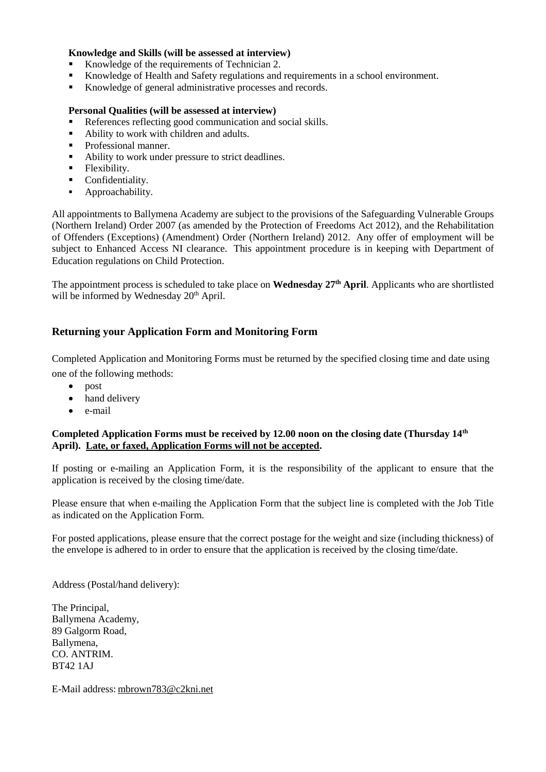**Knowledge and Skills (will be assessed at interview)**

- Knowledge of the requirements of Technician 2.
- Knowledge of Health and Safety regulations and requirements in a school environment.
- Knowledge of general administrative processes and records.

**Personal Qualities (will be assessed at interview)**

- References reflecting good communication and social skills.
- Ability to work with children and adults.
- Professional manner.
- Ability to work under pressure to strict deadlines.
- Flexibility.
- Confidentiality.
- Approachability.

All appointments to Ballymena Academy are subject to the provisions of the Safeguarding Vulnerable Groups (Northern Ireland) Order 2007 (as amended by the Protection of Freedoms Act 2012), and the Rehabilitation of Offenders (Exceptions) (Amendment) Order (Northern Ireland) 2012. Any offer of employment will be subject to Enhanced Access NI clearance. This appointment procedure is in keeping with Department of Education regulations on Child Protection.

The appointment process is scheduled to take place on **Wednesday 27th April**. Applicants who are shortlisted will be informed by Wednesday 20th April.

## Returning your Application Form and Monitoring Form

Completed Application and Monitoring Forms must be returned by the specified closing time and date using one of the following methods:

- post
- hand delivery
- e-mail

**Completed Application Forms must be received by 12.00 noon on the closing date (Thursday 14th April). <u>Late, or faxed, Application Forms will not be accepted</u>.**

If posting or e-mailing an Application Form, it is the responsibility of the applicant to ensure that the application is received by the closing time/date.

Please ensure that when e-mailing the Application Form that the subject line is completed with the Job Title as indicated on the Application Form.

For posted applications, please ensure that the correct postage for the weight and size (including thickness) of the envelope is adhered to in order to ensure that the application is received by the closing time/date.

Address (Postal/hand delivery):

The Principal,
Ballymena Academy,
89 Galgorm Road,
Ballymena,
CO. ANTRIM.
BT42 1AJ

E-Mail address: mbrown783@c2kni.net